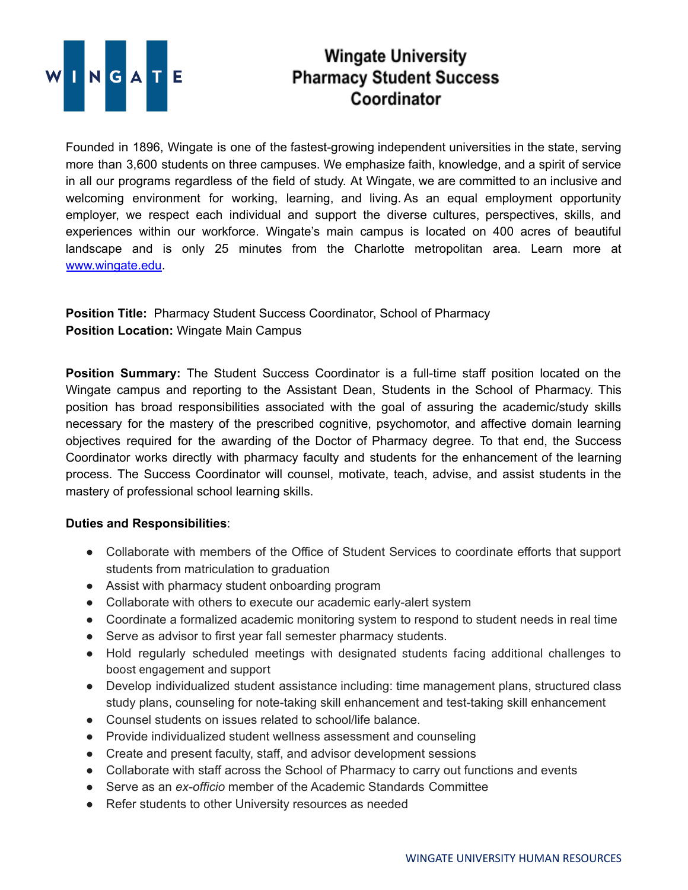# Wingate University Pharmacy Student Success Coordinator

Founded in 1896, Wingate is one of the fastest-growing independent universities in the state, serving more than 3,600 students on three campuses. We emphasize faith, knowledge, and a spirit of service in all our programs regardless of the field of study. At Wingate, we are committed to an inclusive and welcoming environment for working, learning, and living. As an equal employment opportunity employer, we respect each individual and support the diverse cultures, perspectives, skills, and experiences within our workforce. Wingate's main campus is located on 400 acres of beautiful landscape and is only 25 minutes from the Charlotte metropolitan area. Learn more at [www.wingate.edu](http://www.wingate.edu).

**Position Title:** Pharmacy Student Success Coordinator, School of Pharmacy
**Position Location:** Wingate Main Campus

**Position Summary:** The Student Success Coordinator is a full-time staff position located on the Wingate campus and reporting to the Assistant Dean, Students in the School of Pharmacy. This position has broad responsibilities associated with the goal of assuring the academic/study skills necessary for the mastery of the prescribed cognitive, psychomotor, and affective domain learning objectives required for the awarding of the Doctor of Pharmacy degree. To that end, the Success Coordinator works directly with pharmacy faculty and students for the enhancement of the learning process. The Success Coordinator will counsel, motivate, teach, advise, and assist students in the mastery of professional school learning skills.

**Duties and Responsibilities**:

- Collaborate with members of the Office of Student Services to coordinate efforts that support students from matriculation to graduation
- Assist with pharmacy student onboarding program
- Collaborate with others to execute our academic early-alert system
- Coordinate a formalized academic monitoring system to respond to student needs in real time
- Serve as advisor to first year fall semester pharmacy students.
- Hold regularly scheduled meetings with designated students facing additional challenges to boost engagement and support
- Develop individualized student assistance including: time management plans, structured class study plans, counseling for note-taking skill enhancement and test-taking skill enhancement
- Counsel students on issues related to school/life balance.
- Provide individualized student wellness assessment and counseling
- Create and present faculty, staff, and advisor development sessions
- Collaborate with staff across the School of Pharmacy to carry out functions and events
- Serve as an *ex-officio* member of the Academic Standards Committee
- Refer students to other University resources as needed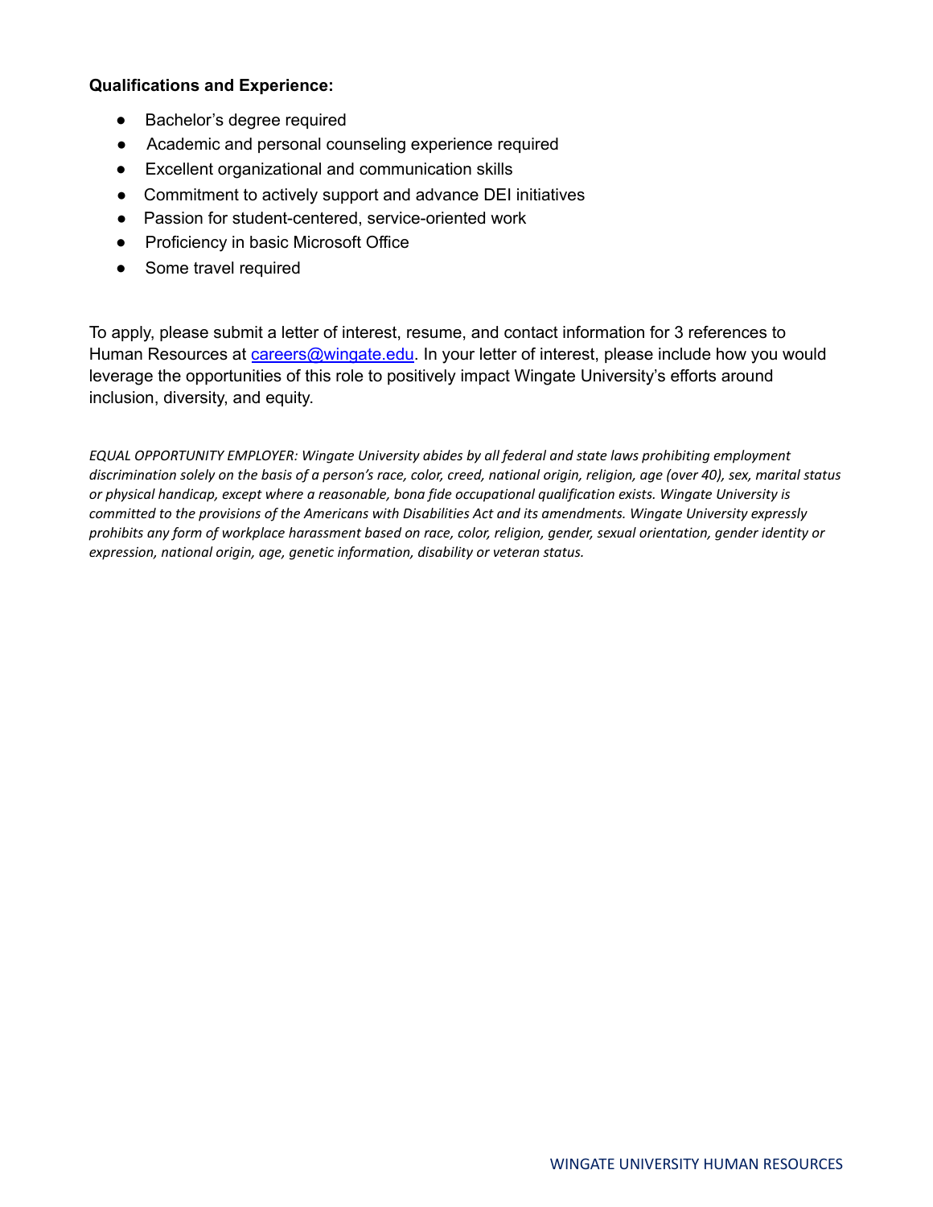**Qualifications and Experience:**

- Bachelor's degree required
- Academic and personal counseling experience required
- Excellent organizational and communication skills
- Commitment to actively support and advance DEI initiatives
- Passion for student-centered, service-oriented work
- Proficiency in basic Microsoft Office
- Some travel required

To apply, please submit a letter of interest, resume, and contact information for 3 references to Human Resources at careers@wingate.edu. In your letter of interest, please include how you would leverage the opportunities of this role to positively impact Wingate University's efforts around inclusion, diversity, and equity.

*EQUAL OPPORTUNITY EMPLOYER: Wingate University abides by all federal and state laws prohibiting employment discrimination solely on the basis of a person's race, color, creed, national origin, religion, age (over 40), sex, marital status or physical handicap, except where a reasonable, bona fide occupational qualification exists. Wingate University is committed to the provisions of the Americans with Disabilities Act and its amendments. Wingate University expressly prohibits any form of workplace harassment based on race, color, religion, gender, sexual orientation, gender identity or expression, national origin, age, genetic information, disability or veteran status.*